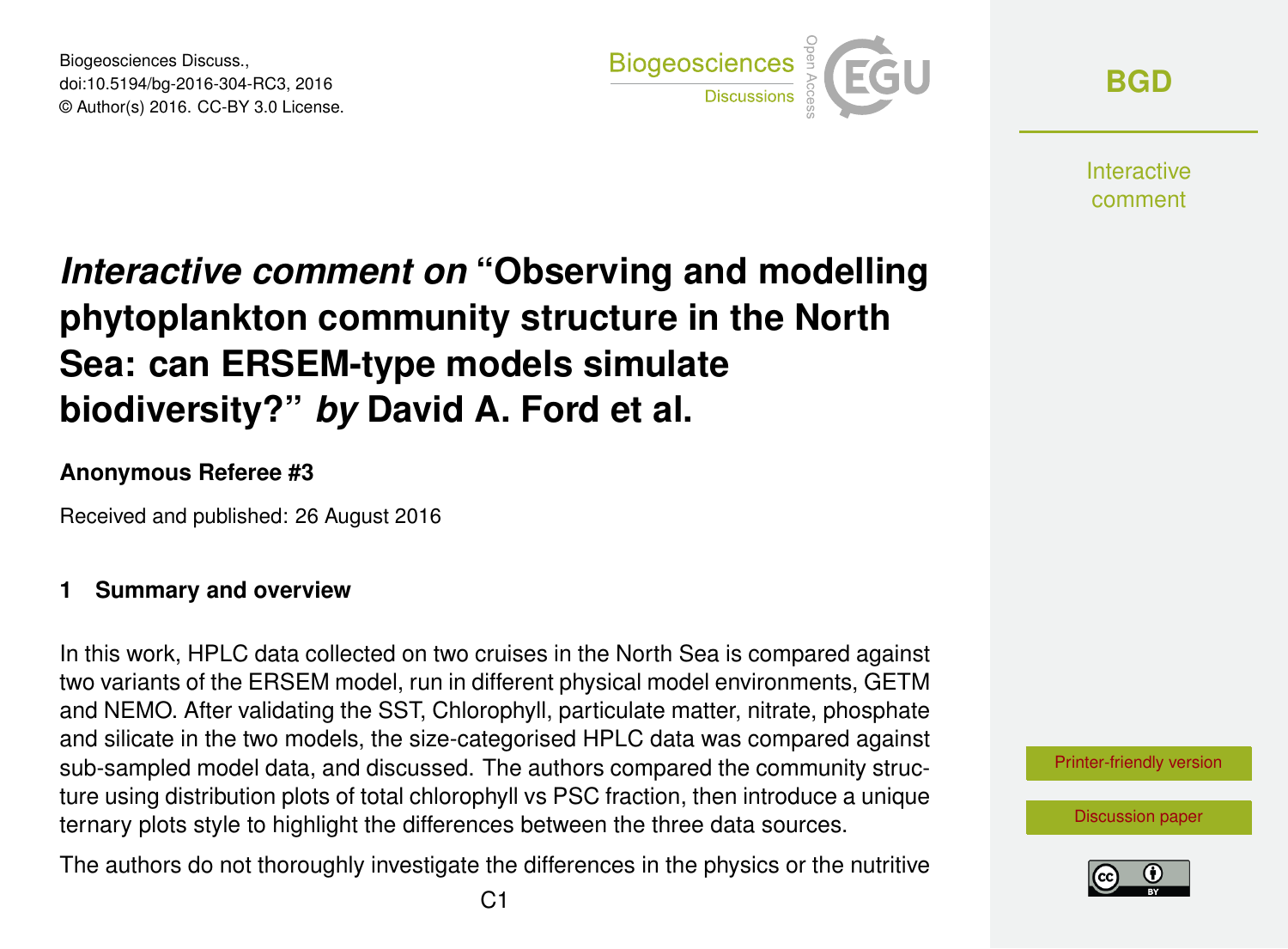# *Interactive comment on* "Observing and modelling phytoplankton community structure in the North Sea: can ERSEM-type models simulate biodiversity?" *by* David A. Ford et al.

**Anonymous Referee #3**

Received and published: 26 August 2016

## 1 Summary and overview

In this work, HPLC data collected on two cruises in the North Sea is compared against two variants of the ERSEM model, run in different physical model environments, GETM and NEMO. After validating the SST, Chlorophyll, particulate matter, nitrate, phosphate and silicate in the two models, the size-categorised HPLC data was compared against sub-sampled model data, and discussed. The authors compared the community structure using distribution plots of total chlorophyll vs PSC fraction, then introduce a unique ternary plots style to highlight the differences between the three data sources.

The authors do not thoroughly investigate the differences in the physics or the nutritive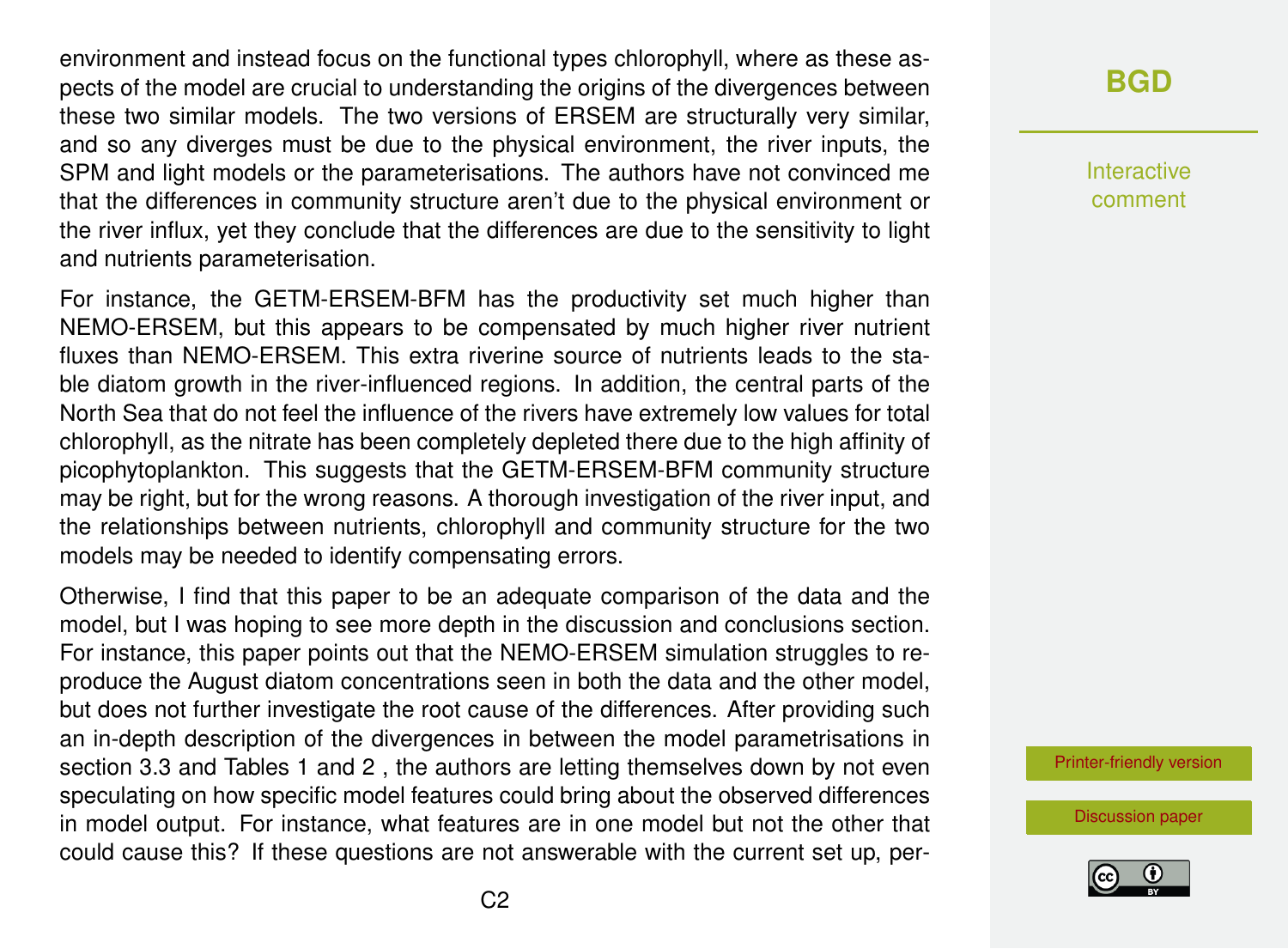environment and instead focus on the functional types chlorophyll, where as these aspects of the model are crucial to understanding the origins of the divergences between these two similar models. The two versions of ERSEM are structurally very similar, and so any diverges must be due to the physical environment, the river inputs, the SPM and light models or the parameterisations. The authors have not convinced me that the differences in community structure aren't due to the physical environment or the river influx, yet they conclude that the differences are due to the sensitivity to light and nutrients parameterisation.

For instance, the GETM-ERSEM-BFM has the productivity set much higher than NEMO-ERSEM, but this appears to be compensated by much higher river nutrient fluxes than NEMO-ERSEM. This extra riverine source of nutrients leads to the stable diatom growth in the river-influenced regions. In addition, the central parts of the North Sea that do not feel the influence of the rivers have extremely low values for total chlorophyll, as the nitrate has been completely depleted there due to the high affinity of picophytoplankton. This suggests that the GETM-ERSEM-BFM community structure may be right, but for the wrong reasons. A thorough investigation of the river input, and the relationships between nutrients, chlorophyll and community structure for the two models may be needed to identify compensating errors.

Otherwise, I find that this paper to be an adequate comparison of the data and the model, but I was hoping to see more depth in the discussion and conclusions section. For instance, this paper points out that the NEMO-ERSEM simulation struggles to reproduce the August diatom concentrations seen in both the data and the other model, but does not further investigate the root cause of the differences. After providing such an in-depth description of the divergences in between the model parametrisations in section 3.3 and Tables 1 and 2 , the authors are letting themselves down by not even speculating on how specific model features could bring about the observed differences in model output. For instance, what features are in one model but not the other that could cause this? If these questions are not answerable with the current set up, per-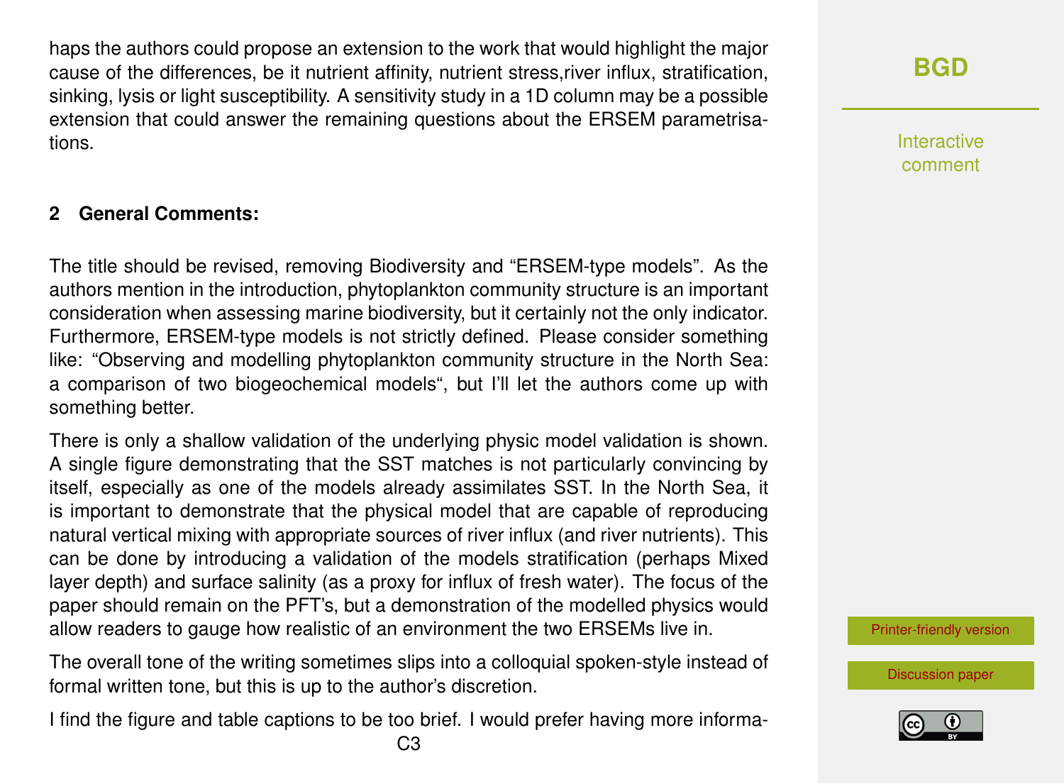haps the authors could propose an extension to the work that would highlight the major cause of the differences, be it nutrient affinity, nutrient stress,river influx, stratification, sinking, lysis or light susceptibility. A sensitivity study in a 1D column may be a possible extension that could answer the remaining questions about the ERSEM parametrisations.

## 2 General Comments:

The title should be revised, removing Biodiversity and "ERSEM-type models". As the authors mention in the introduction, phytoplankton community structure is an important consideration when assessing marine biodiversity, but it certainly not the only indicator. Furthermore, ERSEM-type models is not strictly defined. Please consider something like: "Observing and modelling phytoplankton community structure in the North Sea: a comparison of two biogeochemical models", but I'll let the authors come up with something better.

There is only a shallow validation of the underlying physic model validation is shown. A single figure demonstrating that the SST matches is not particularly convincing by itself, especially as one of the models already assimilates SST. In the North Sea, it is important to demonstrate that the physical model that are capable of reproducing natural vertical mixing with appropriate sources of river influx (and river nutrients). This can be done by introducing a validation of the models stratification (perhaps Mixed layer depth) and surface salinity (as a proxy for influx of fresh water). The focus of the paper should remain on the PFT's, but a demonstration of the modelled physics would allow readers to gauge how realistic of an environment the two ERSEMs live in.

The overall tone of the writing sometimes slips into a colloquial spoken-style instead of formal written tone, but this is up to the author's discretion.

I find the figure and table captions to be too brief. I would prefer having more informa-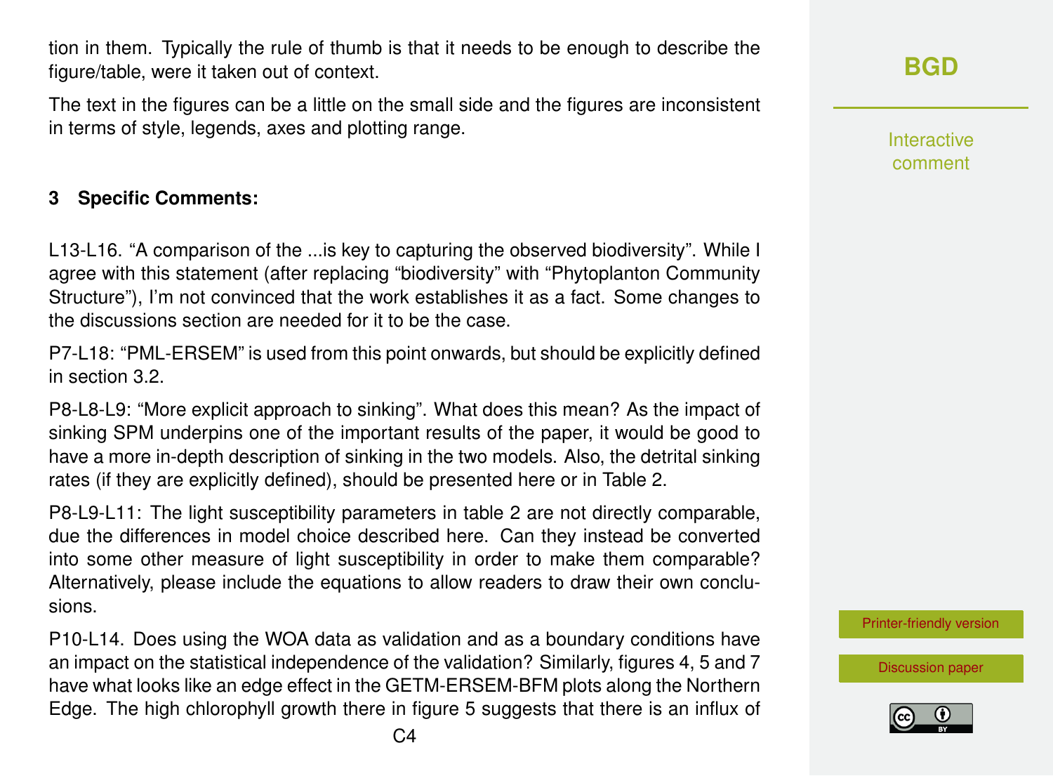tion in them. Typically the rule of thumb is that it needs to be enough to describe the figure/table, were it taken out of context.

The text in the figures can be a little on the small side and the figures are inconsistent in terms of style, legends, axes and plotting range.

## 3 Specific Comments:

L13-L16. "A comparison of the ...is key to capturing the observed biodiversity". While I agree with this statement (after replacing "biodiversity" with "Phytoplanton Community Structure"), I'm not convinced that the work establishes it as a fact. Some changes to the discussions section are needed for it to be the case.

P7-L18: "PML-ERSEM" is used from this point onwards, but should be explicitly defined in section 3.2.

P8-L8-L9: "More explicit approach to sinking". What does this mean? As the impact of sinking SPM underpins one of the important results of the paper, it would be good to have a more in-depth description of sinking in the two models. Also, the detrital sinking rates (if they are explicitly defined), should be presented here or in Table 2.

P8-L9-L11: The light susceptibility parameters in table 2 are not directly comparable, due the differences in model choice described here. Can they instead be converted into some other measure of light susceptibility in order to make them comparable? Alternatively, please include the equations to allow readers to draw their own conclusions.

P10-L14. Does using the WOA data as validation and as a boundary conditions have an impact on the statistical independence of the validation? Similarly, figures 4, 5 and 7 have what looks like an edge effect in the GETM-ERSEM-BFM plots along the Northern Edge. The high chlorophyll growth there in figure 5 suggests that there is an influx of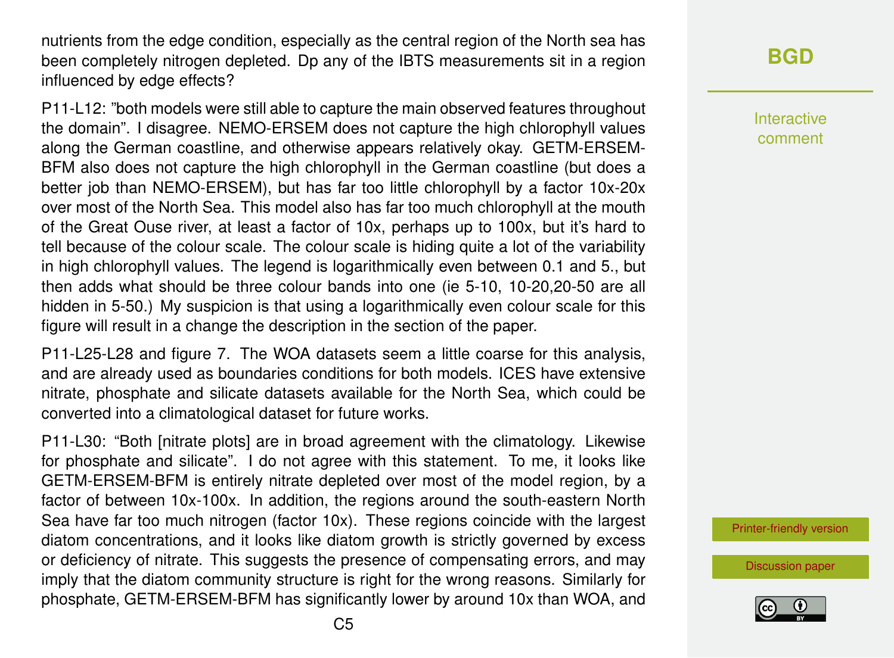nutrients from the edge condition, especially as the central region of the North sea has been completely nitrogen depleted. Dp any of the IBTS measurements sit in a region influenced by edge effects?

P11-L12: "both models were still able to capture the main observed features throughout the domain". I disagree. NEMO-ERSEM does not capture the high chlorophyll values along the German coastline, and otherwise appears relatively okay. GETM-ERSEM-BFM also does not capture the high chlorophyll in the German coastline (but does a better job than NEMO-ERSEM), but has far too little chlorophyll by a factor 10x-20x over most of the North Sea. This model also has far too much chlorophyll at the mouth of the Great Ouse river, at least a factor of 10x, perhaps up to 100x, but it's hard to tell because of the colour scale. The colour scale is hiding quite a lot of the variability in high chlorophyll values. The legend is logarithmically even between 0.1 and 5., but then adds what should be three colour bands into one (ie 5-10, 10-20,20-50 are all hidden in 5-50.) My suspicion is that using a logarithmically even colour scale for this figure will result in a change the description in the section of the paper.

P11-L25-L28 and figure 7. The WOA datasets seem a little coarse for this analysis, and are already used as boundaries conditions for both models. ICES have extensive nitrate, phosphate and silicate datasets available for the North Sea, which could be converted into a climatological dataset for future works.

P11-L30: "Both [nitrate plots] are in broad agreement with the climatology. Likewise for phosphate and silicate". I do not agree with this statement. To me, it looks like GETM-ERSEM-BFM is entirely nitrate depleted over most of the model region, by a factor of between 10x-100x. In addition, the regions around the south-eastern North Sea have far too much nitrogen (factor 10x). These regions coincide with the largest diatom concentrations, and it looks like diatom growth is strictly governed by excess or deficiency of nitrate. This suggests the presence of compensating errors, and may imply that the diatom community structure is right for the wrong reasons. Similarly for phosphate, GETM-ERSEM-BFM has significantly lower by around 10x than WOA, and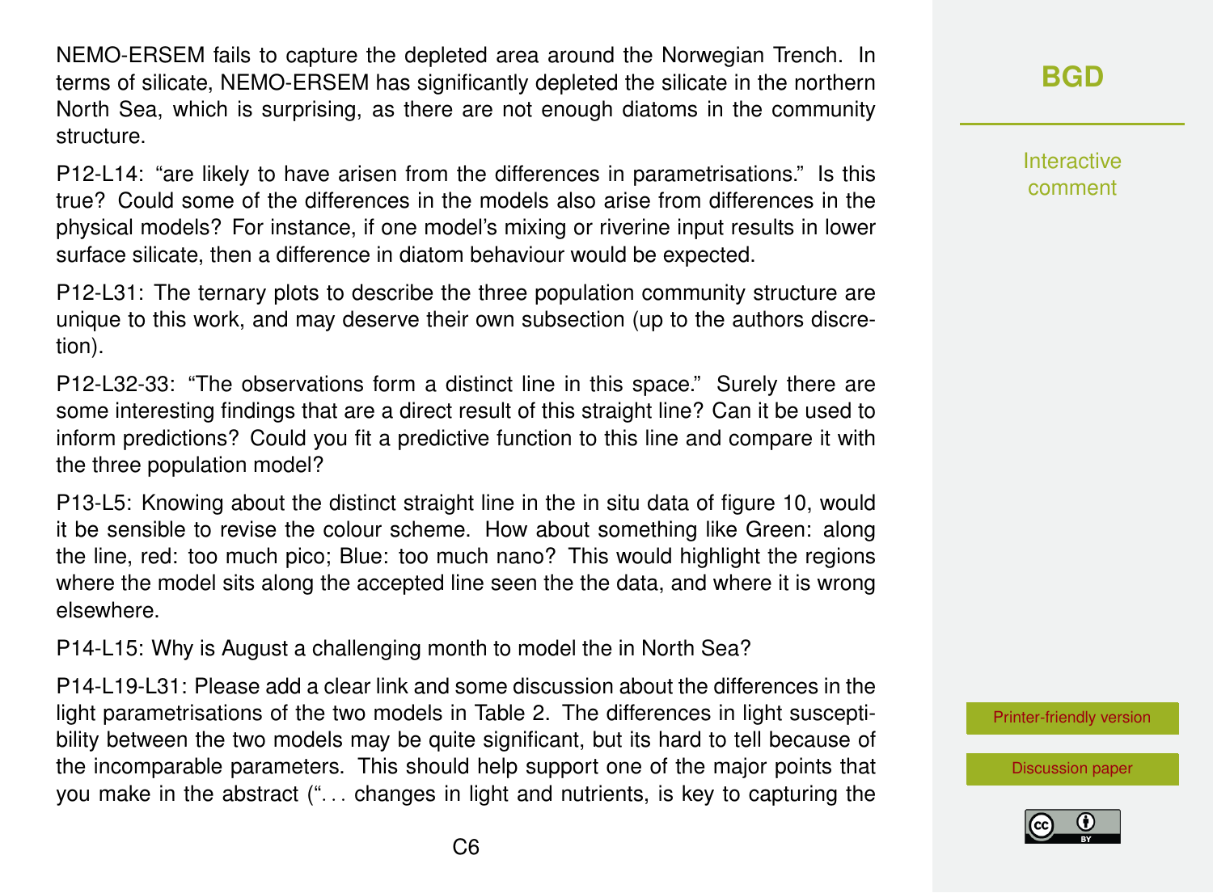NEMO-ERSEM fails to capture the depleted area around the Norwegian Trench. In terms of silicate, NEMO-ERSEM has significantly depleted the silicate in the northern North Sea, which is surprising, as there are not enough diatoms in the community structure.

P12-L14: "are likely to have arisen from the differences in parametrisations." Is this true? Could some of the differences in the models also arise from differences in the physical models? For instance, if one model's mixing or riverine input results in lower surface silicate, then a difference in diatom behaviour would be expected.

P12-L31: The ternary plots to describe the three population community structure are unique to this work, and may deserve their own subsection (up to the authors discretion).

P12-L32-33: "The observations form a distinct line in this space." Surely there are some interesting findings that are a direct result of this straight line? Can it be used to inform predictions? Could you fit a predictive function to this line and compare it with the three population model?

P13-L5: Knowing about the distinct straight line in the in situ data of figure 10, would it be sensible to revise the colour scheme. How about something like Green: along the line, red: too much pico; Blue: too much nano? This would highlight the regions where the model sits along the accepted line seen the the data, and where it is wrong elsewhere.

P14-L15: Why is August a challenging month to model the in North Sea?

P14-L19-L31: Please add a clear link and some discussion about the differences in the light parametrisations of the two models in Table 2. The differences in light susceptibility between the two models may be quite significant, but its hard to tell because of the incomparable parameters. This should help support one of the major points that you make in the abstract ("... changes in light and nutrients, is key to capturing the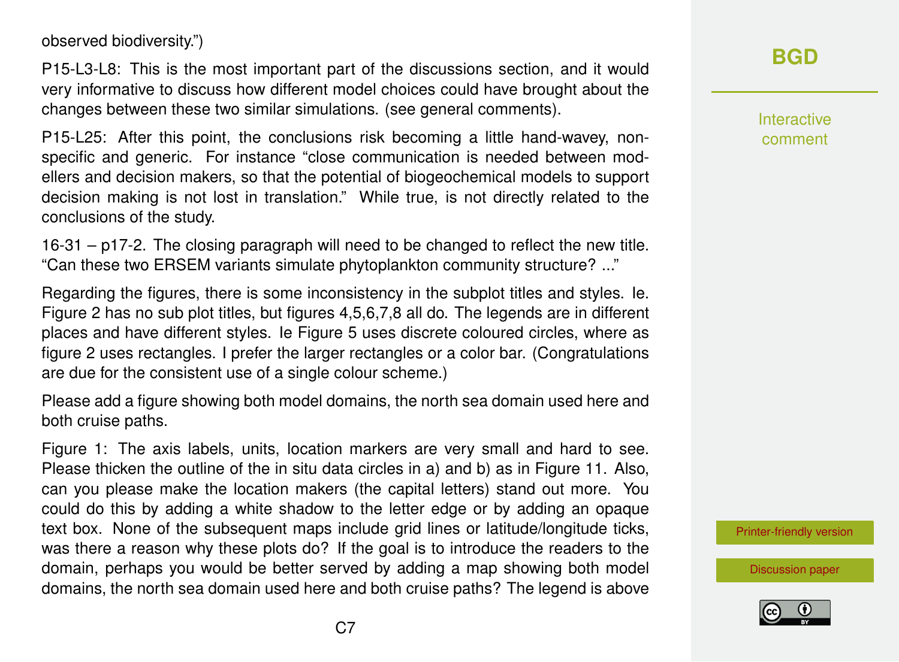observed biodiversity.")

P15-L3-L8: This is the most important part of the discussions section, and it would very informative to discuss how different model choices could have brought about the changes between these two similar simulations. (see general comments).

P15-L25: After this point, the conclusions risk becoming a little hand-wavey, non-specific and generic. For instance "close communication is needed between modellers and decision makers, so that the potential of biogeochemical models to support decision making is not lost in translation." While true, is not directly related to the conclusions of the study.

16-31 – p17-2. The closing paragraph will need to be changed to reflect the new title. "Can these two ERSEM variants simulate phytoplankton community structure? ..."

Regarding the figures, there is some inconsistency in the subplot titles and styles. Ie. Figure 2 has no sub plot titles, but figures 4,5,6,7,8 all do. The legends are in different places and have different styles. Ie Figure 5 uses discrete coloured circles, where as figure 2 uses rectangles. I prefer the larger rectangles or a color bar. (Congratulations are due for the consistent use of a single colour scheme.)

Please add a figure showing both model domains, the north sea domain used here and both cruise paths.

Figure 1: The axis labels, units, location markers are very small and hard to see. Please thicken the outline of the in situ data circles in a) and b) as in Figure 11. Also, can you please make the location makers (the capital letters) stand out more. You could do this by adding a white shadow to the letter edge or by adding an opaque text box. None of the subsequent maps include grid lines or latitude/longitude ticks, was there a reason why these plots do? If the goal is to introduce the readers to the domain, perhaps you would be better served by adding a map showing both model domains, the north sea domain used here and both cruise paths? The legend is above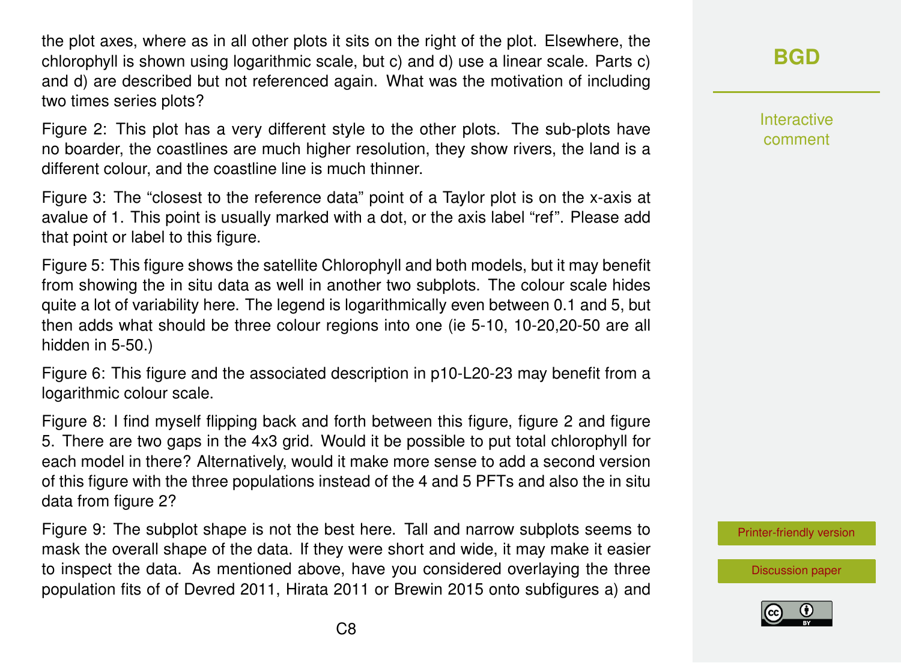the plot axes, where as in all other plots it sits on the right of the plot. Elsewhere, the chlorophyll is shown using logarithmic scale, but c) and d) use a linear scale. Parts c) and d) are described but not referenced again. What was the motivation of including two times series plots?

Figure 2: This plot has a very different style to the other plots. The sub-plots have no boarder, the coastlines are much higher resolution, they show rivers, the land is a different colour, and the coastline line is much thinner.

Figure 3: The “closest to the reference data” point of a Taylor plot is on the x-axis at avalue of 1. This point is usually marked with a dot, or the axis label “ref”. Please add that point or label to this figure.

Figure 5: This figure shows the satellite Chlorophyll and both models, but it may benefit from showing the in situ data as well in another two subplots. The colour scale hides quite a lot of variability here. The legend is logarithmically even between 0.1 and 5, but then adds what should be three colour regions into one (ie 5-10, 10-20,20-50 are all hidden in 5-50.)

Figure 6: This figure and the associated description in p10-L20-23 may benefit from a logarithmic colour scale.

Figure 8: I find myself flipping back and forth between this figure, figure 2 and figure 5. There are two gaps in the 4x3 grid. Would it be possible to put total chlorophyll for each model in there? Alternatively, would it make more sense to add a second version of this figure with the three populations instead of the 4 and 5 PFTs and also the in situ data from figure 2?

Figure 9: The subplot shape is not the best here. Tall and narrow subplots seems to mask the overall shape of the data. If they were short and wide, it may make it easier to inspect the data. As mentioned above, have you considered overlaying the three population fits of of Devred 2011, Hirata 2011 or Brewin 2015 onto subfigures a) and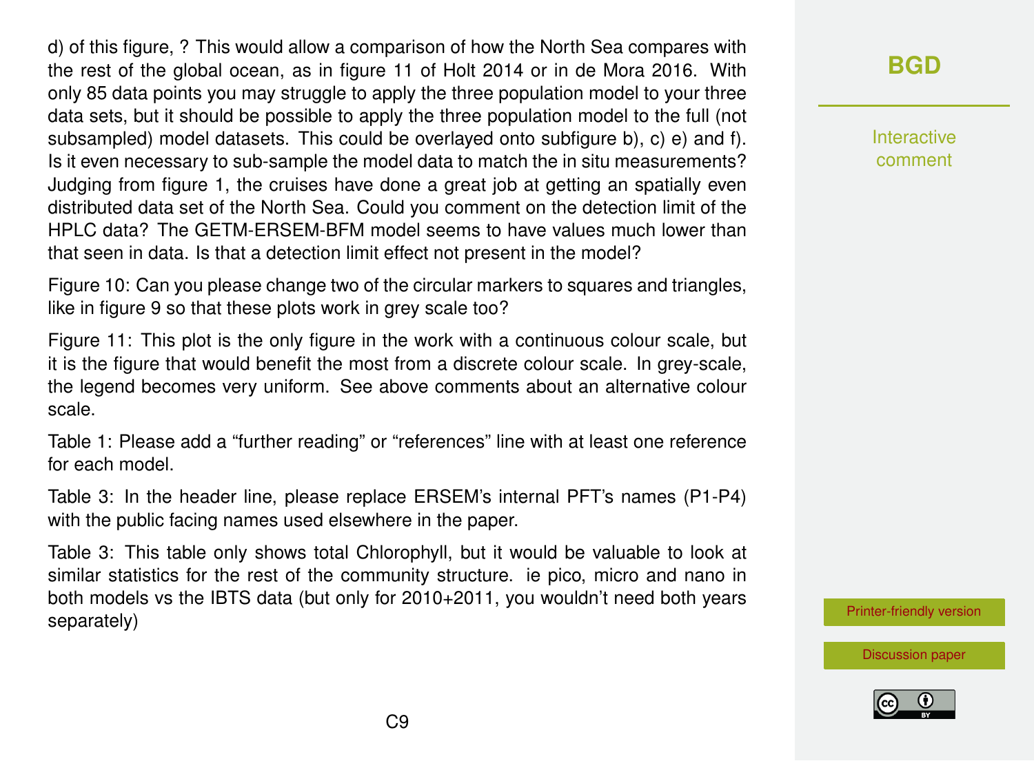d) of this figure, ? This would allow a comparison of how the North Sea compares with the rest of the global ocean, as in figure 11 of Holt 2014 or in de Mora 2016. With only 85 data points you may struggle to apply the three population model to your three data sets, but it should be possible to apply the three population model to the full (not subsampled) model datasets. This could be overlayed onto subfigure b), c) e) and f). Is it even necessary to sub-sample the model data to match the in situ measurements? Judging from figure 1, the cruises have done a great job at getting an spatially even distributed data set of the North Sea. Could you comment on the detection limit of the HPLC data? The GETM-ERSEM-BFM model seems to have values much lower than that seen in data. Is that a detection limit effect not present in the model?

Figure 10: Can you please change two of the circular markers to squares and triangles, like in figure 9 so that these plots work in grey scale too?

Figure 11: This plot is the only figure in the work with a continuous colour scale, but it is the figure that would benefit the most from a discrete colour scale. In grey-scale, the legend becomes very uniform. See above comments about an alternative colour scale.

Table 1: Please add a "further reading" or "references" line with at least one reference for each model.

Table 3: In the header line, please replace ERSEM's internal PFT's names (P1-P4) with the public facing names used elsewhere in the paper.

Table 3: This table only shows total Chlorophyll, but it would be valuable to look at similar statistics for the rest of the community structure. ie pico, micro and nano in both models vs the IBTS data (but only for 2010+2011, you wouldn't need both years separately)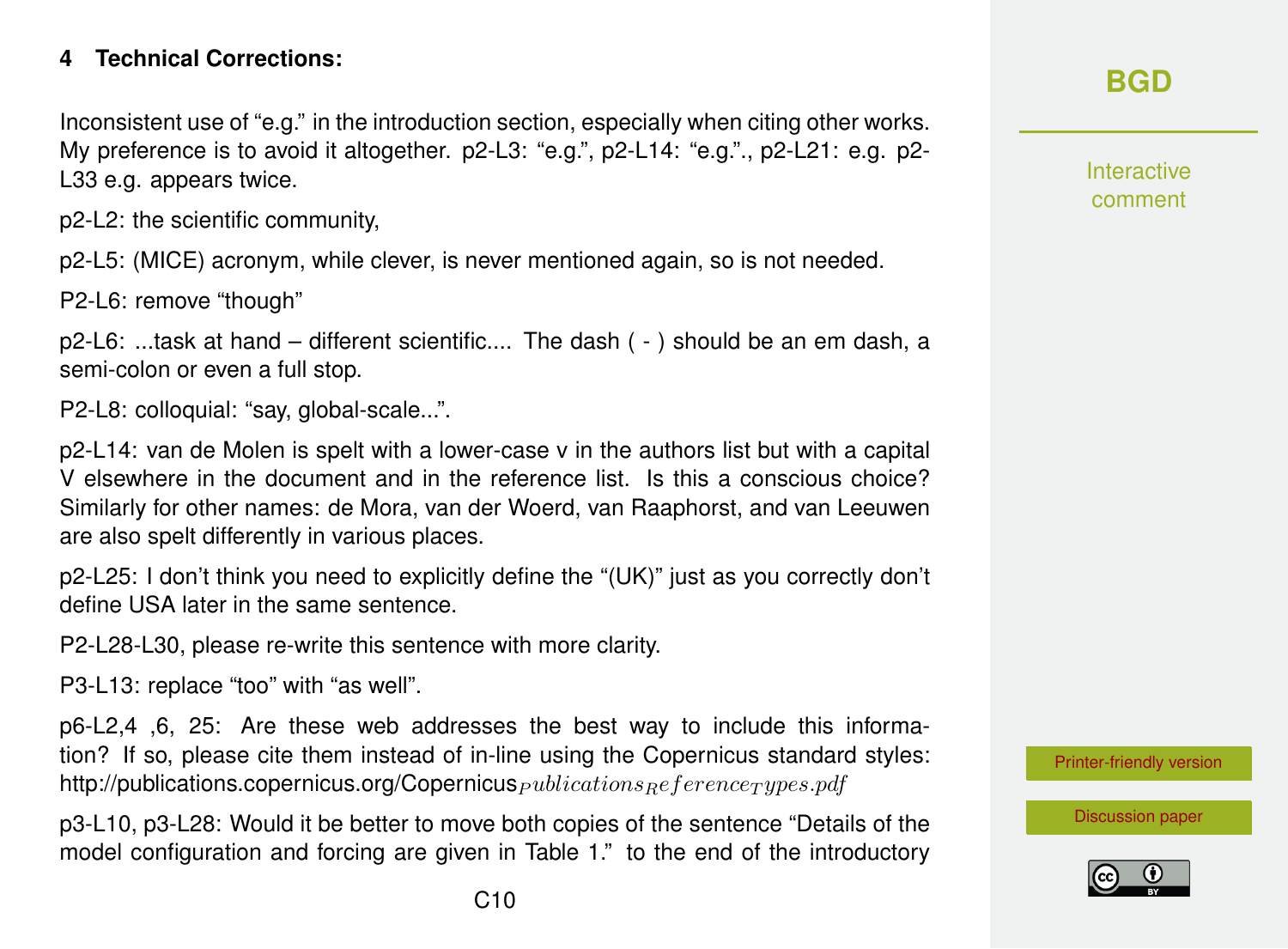## 4 Technical Corrections:

Inconsistent use of "e.g." in the introduction section, especially when citing other works. My preference is to avoid it altogether. p2-L3: "e.g.", p2-L14: "e.g."., p2-L21: e.g. p2-L33 e.g. appears twice.

p2-L2: the scientific community,

p2-L5: (MICE) acronym, while clever, is never mentioned again, so is not needed.

P2-L6: remove "though"

p2-L6: ...task at hand – different scientific.... The dash ( - ) should be an em dash, a semi-colon or even a full stop.

P2-L8: colloquial: "say, global-scale...".

p2-L14: van de Molen is spelt with a lower-case v in the authors list but with a capital V elsewhere in the document and in the reference list. Is this a conscious choice? Similarly for other names: de Mora, van der Woerd, van Raaphorst, and van Leeuwen are also spelt differently in various places.

p2-L25: I don't think you need to explicitly define the "(UK)" just as you correctly don't define USA later in the same sentence.

P2-L28-L30, please re-write this sentence with more clarity.

P3-L13: replace "too" with "as well".

p6-L2,4 ,6, 25: Are these web addresses the best way to include this information? If so, please cite them instead of in-line using the Copernicus standard styles: http://publications.copernicus.org/Copernicus$_{Publications_Reference_Types.pdf}$

p3-L10, p3-L28: Would it be better to move both copies of the sentence "Details of the model configuration and forcing are given in Table 1." to the end of the introductory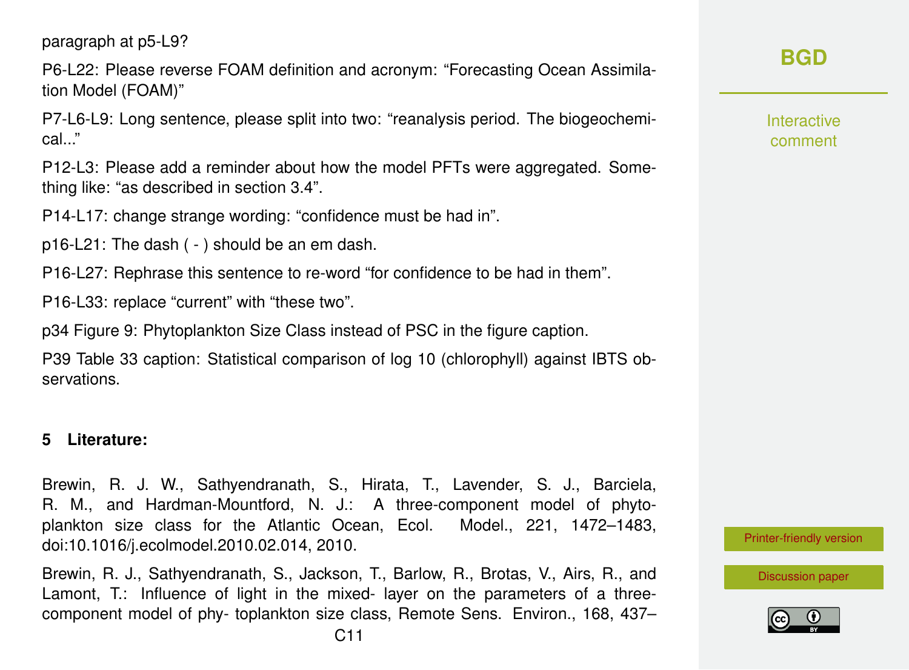paragraph at p5-L9?

P6-L22: Please reverse FOAM definition and acronym: "Forecasting Ocean Assimilation Model (FOAM)"

P7-L6-L9: Long sentence, please split into two: "reanalysis period. The biogeochemical..."

P12-L3: Please add a reminder about how the model PFTs were aggregated. Something like: "as described in section 3.4".

P14-L17: change strange wording: "confidence must be had in".

p16-L21: The dash ( - ) should be an em dash.

P16-L27: Rephrase this sentence to re-word "for confidence to be had in them".

P16-L33: replace "current" with "these two".

p34 Figure 9: Phytoplankton Size Class instead of PSC in the figure caption.

P39 Table 33 caption: Statistical comparison of log 10 (chlorophyll) against IBTS observations.

## 5 Literature:

Brewin, R. J. W., Sathyendranath, S., Hirata, T., Lavender, S. J., Barciela, R. M., and Hardman-Mountford, N. J.: A three-component model of phytoplankton size class for the Atlantic Ocean, Ecol. Model., 221, 1472–1483, doi:10.1016/j.ecolmodel.2010.02.014, 2010.

Brewin, R. J., Sathyendranath, S., Jackson, T., Barlow, R., Brotas, V., Airs, R., and Lamont, T.: Influence of light in the mixed- layer on the parameters of a three-component model of phy- toplankton size class, Remote Sens. Environ., 168, 437–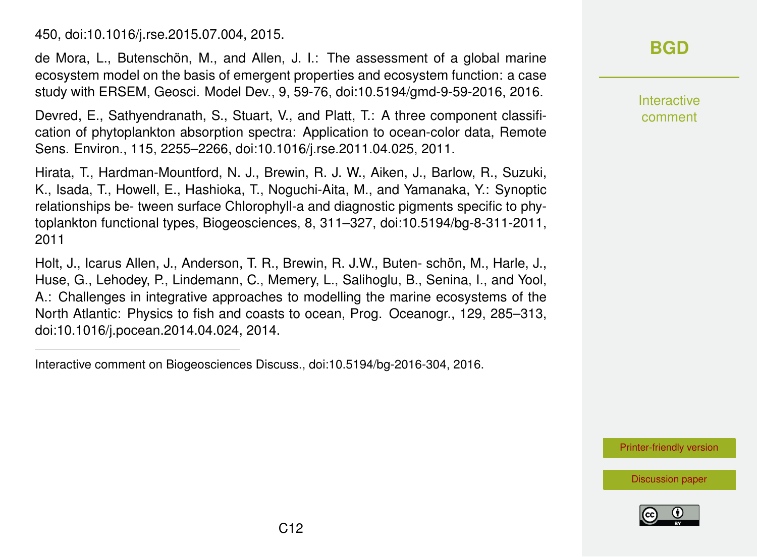450, doi:10.1016/j.rse.2015.07.004, 2015.

de Mora, L., Butenschön, M., and Allen, J. I.: The assessment of a global marine ecosystem model on the basis of emergent properties and ecosystem function: a case study with ERSEM, Geosci. Model Dev., 9, 59-76, doi:10.5194/gmd-9-59-2016, 2016.

Devred, E., Sathyendranath, S., Stuart, V., and Platt, T.: A three component classification of phytoplankton absorption spectra: Application to ocean-color data, Remote Sens. Environ., 115, 2255–2266, doi:10.1016/j.rse.2011.04.025, 2011.

Hirata, T., Hardman-Mountford, N. J., Brewin, R. J. W., Aiken, J., Barlow, R., Suzuki, K., Isada, T., Howell, E., Hashioka, T., Noguchi-Aita, M., and Yamanaka, Y.: Synoptic relationships be- tween surface Chlorophyll-a and diagnostic pigments specific to phytoplankton functional types, Biogeosciences, 8, 311–327, doi:10.5194/bg-8-311-2011, 2011

Holt, J., Icarus Allen, J., Anderson, T. R., Brewin, R. J.W., Buten- schön, M., Harle, J., Huse, G., Lehodey, P., Lindemann, C., Memery, L., Salihoglu, B., Senina, I., and Yool, A.: Challenges in integrative approaches to modelling the marine ecosystems of the North Atlantic: Physics to fish and coasts to ocean, Prog. Oceanogr., 129, 285–313, doi:10.1016/j.pocean.2014.04.024, 2014.

---

Interactive comment on Biogeosciences Discuss., doi:10.5194/bg-2016-304, 2016.